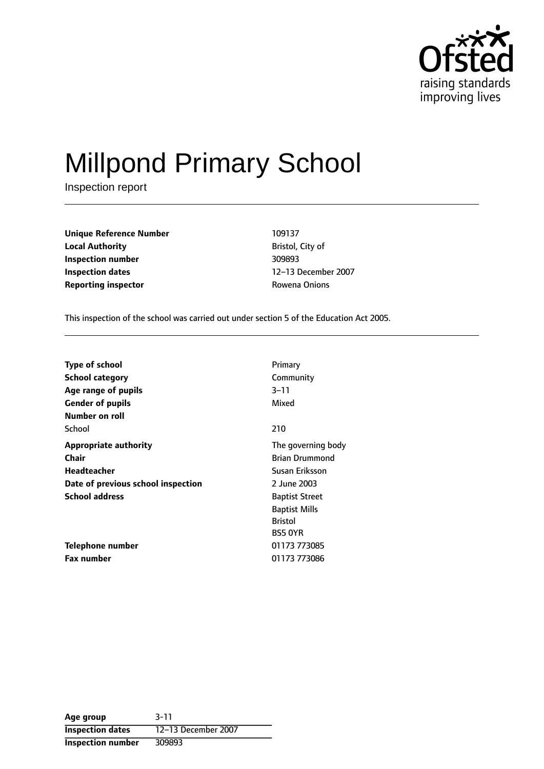Ofsted raising standards improving lives

# Millpond Primary School

Inspection report

| | |
|---|---|
| **Unique Reference Number** | 109137 |
| **Local Authority** | Bristol, City of |
| **Inspection number** | 309893 |
| **Inspection dates** | 12–13 December 2007 |
| **Reporting inspector** | Rowena Onions |

This inspection of the school was carried out under section 5 of the Education Act 2005.

| | |
|---|---|
| **Type of school** | Primary |
| **School category** | Community |
| **Age range of pupils** | 3–11 |
| **Gender of pupils** | Mixed |
| **Number on roll** | |
| School | 210 |
| **Appropriate authority** | The governing body |
| **Chair** | Brian Drummond |
| **Headteacher** | Susan Eriksson |
| **Date of previous school inspection** | 2 June 2003 |
| **School address** | Baptist Street<br>Baptist Mills<br>Bristol<br>BS5 0YR |
| **Telephone number** | 01173 773085 |
| **Fax number** | 01173 773086 |

| | |
|---|---|
| **Age group** | 3-11 |
| **Inspection dates** | 12–13 December 2007 |
| **Inspection number** | 309893 |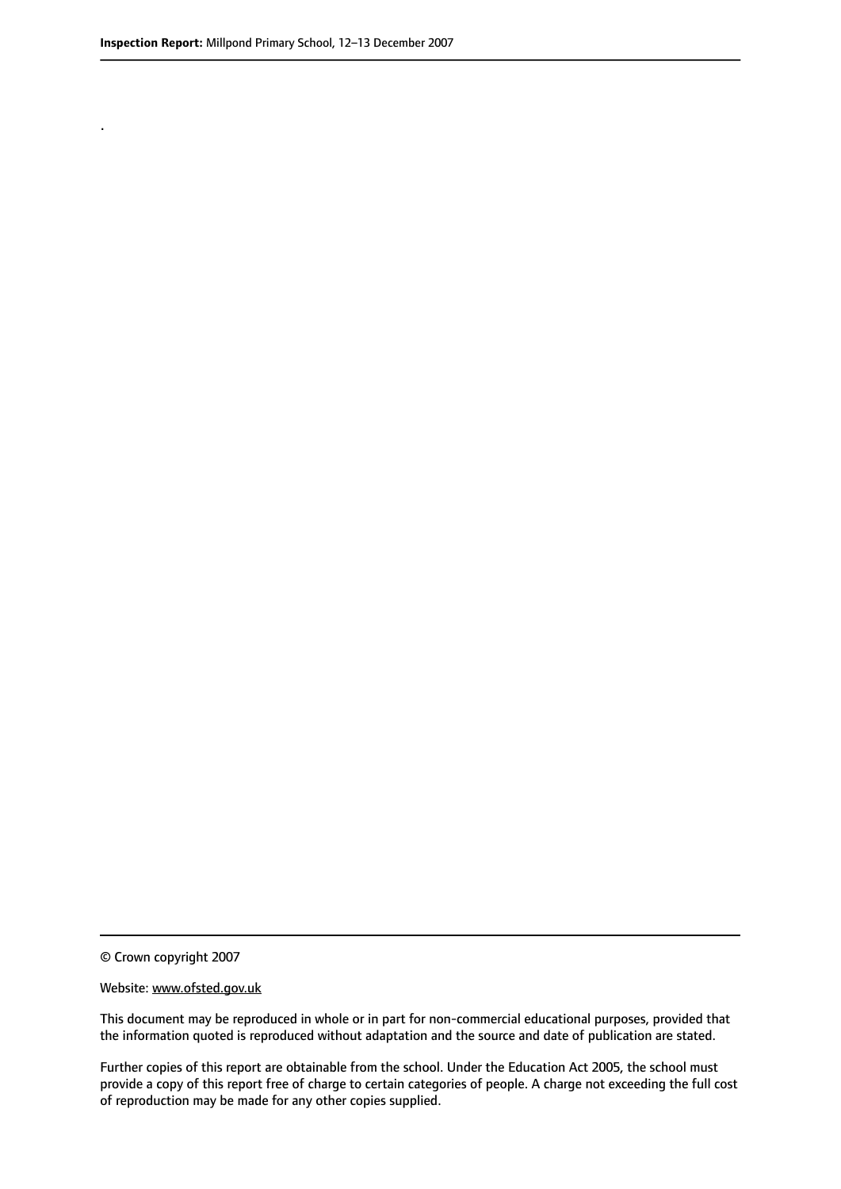.

© Crown copyright 2007

Website: www.ofsted.gov.uk

This document may be reproduced in whole or in part for non-commercial educational purposes, provided that the information quoted is reproduced without adaptation and the source and date of publication are stated.

Further copies of this report are obtainable from the school. Under the Education Act 2005, the school must provide a copy of this report free of charge to certain categories of people. A charge not exceeding the full cost of reproduction may be made for any other copies supplied.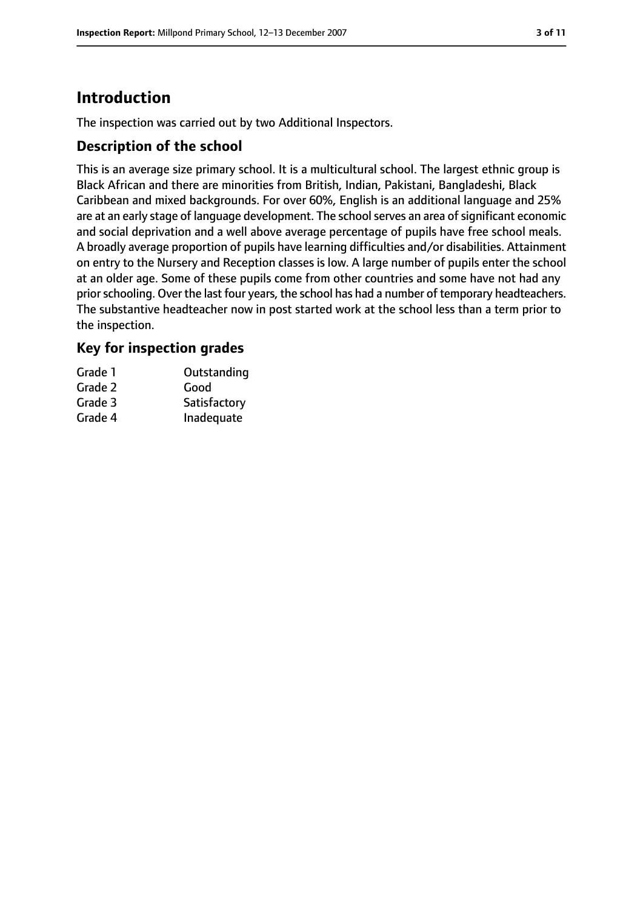# Introduction

The inspection was carried out by two Additional Inspectors.

## Description of the school

This is an average size primary school. It is a multicultural school. The largest ethnic group is Black African and there are minorities from British, Indian, Pakistani, Bangladeshi, Black Caribbean and mixed backgrounds. For over 60%, English is an additional language and 25% are at an early stage of language development. The school serves an area of significant economic and social deprivation and a well above average percentage of pupils have free school meals. A broadly average proportion of pupils have learning difficulties and/or disabilities. Attainment on entry to the Nursery and Reception classes is low. A large number of pupils enter the school at an older age. Some of these pupils come from other countries and some have not had any prior schooling. Over the last four years, the school has had a number of temporary headteachers. The substantive headteacher now in post started work at the school less than a term prior to the inspection.

## Key for inspection grades

| | |
|---|---|
| Grade 1 | Outstanding |
| Grade 2 | Good |
| Grade 3 | Satisfactory |
| Grade 4 | Inadequate |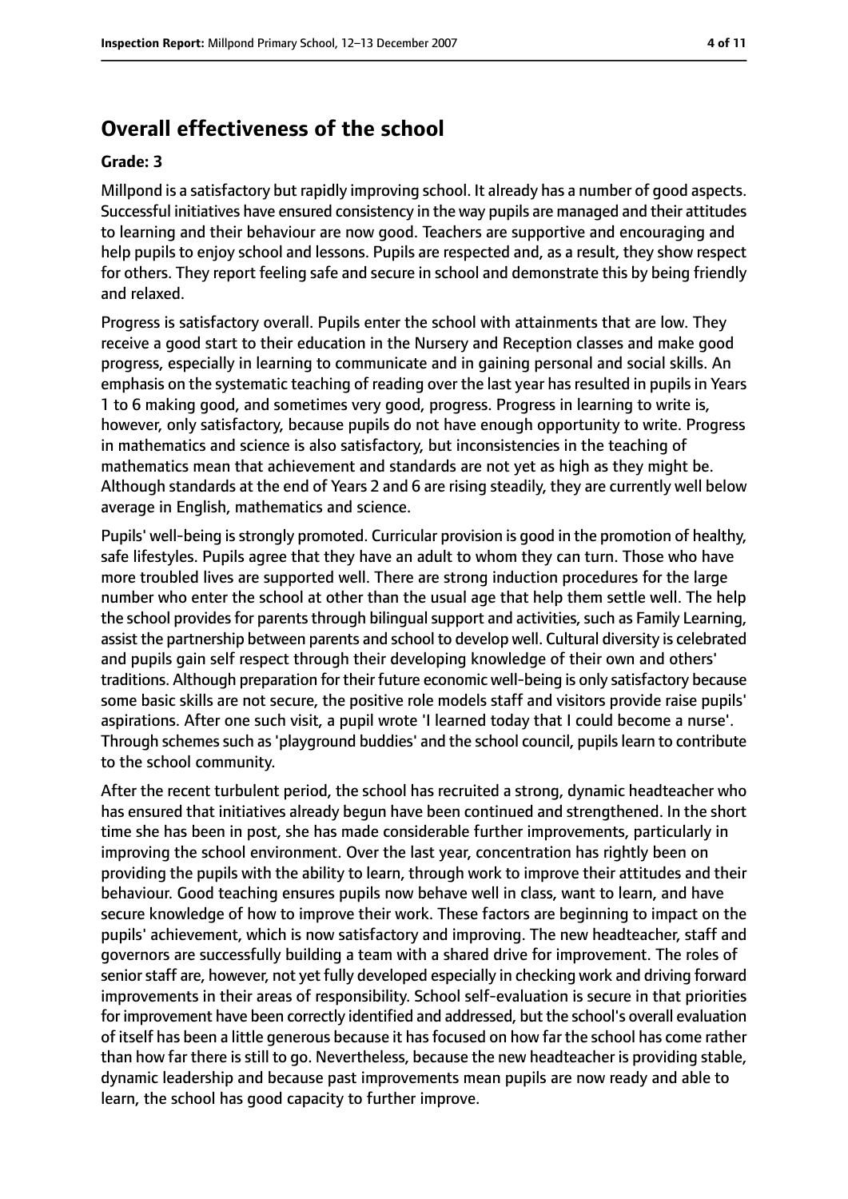## Overall effectiveness of the school

**Grade: 3**

Millpond is a satisfactory but rapidly improving school. It already has a number of good aspects. Successful initiatives have ensured consistency in the way pupils are managed and their attitudes to learning and their behaviour are now good. Teachers are supportive and encouraging and help pupils to enjoy school and lessons. Pupils are respected and, as a result, they show respect for others. They report feeling safe and secure in school and demonstrate this by being friendly and relaxed.

Progress is satisfactory overall. Pupils enter the school with attainments that are low. They receive a good start to their education in the Nursery and Reception classes and make good progress, especially in learning to communicate and in gaining personal and social skills. An emphasis on the systematic teaching of reading over the last year has resulted in pupils in Years 1 to 6 making good, and sometimes very good, progress. Progress in learning to write is, however, only satisfactory, because pupils do not have enough opportunity to write. Progress in mathematics and science is also satisfactory, but inconsistencies in the teaching of mathematics mean that achievement and standards are not yet as high as they might be. Although standards at the end of Years 2 and 6 are rising steadily, they are currently well below average in English, mathematics and science.

Pupils' well-being is strongly promoted. Curricular provision is good in the promotion of healthy, safe lifestyles. Pupils agree that they have an adult to whom they can turn. Those who have more troubled lives are supported well. There are strong induction procedures for the large number who enter the school at other than the usual age that help them settle well. The help the school provides for parents through bilingual support and activities, such as Family Learning, assist the partnership between parents and school to develop well. Cultural diversity is celebrated and pupils gain self respect through their developing knowledge of their own and others' traditions. Although preparation for their future economic well-being is only satisfactory because some basic skills are not secure, the positive role models staff and visitors provide raise pupils' aspirations. After one such visit, a pupil wrote 'I learned today that I could become a nurse'. Through schemes such as 'playground buddies' and the school council, pupils learn to contribute to the school community.

After the recent turbulent period, the school has recruited a strong, dynamic headteacher who has ensured that initiatives already begun have been continued and strengthened. In the short time she has been in post, she has made considerable further improvements, particularly in improving the school environment. Over the last year, concentration has rightly been on providing the pupils with the ability to learn, through work to improve their attitudes and their behaviour. Good teaching ensures pupils now behave well in class, want to learn, and have secure knowledge of how to improve their work. These factors are beginning to impact on the pupils' achievement, which is now satisfactory and improving. The new headteacher, staff and governors are successfully building a team with a shared drive for improvement. The roles of senior staff are, however, not yet fully developed especially in checking work and driving forward improvements in their areas of responsibility. School self-evaluation is secure in that priorities for improvement have been correctly identified and addressed, but the school's overall evaluation of itself has been a little generous because it has focused on how far the school has come rather than how far there is still to go. Nevertheless, because the new headteacher is providing stable, dynamic leadership and because past improvements mean pupils are now ready and able to learn, the school has good capacity to further improve.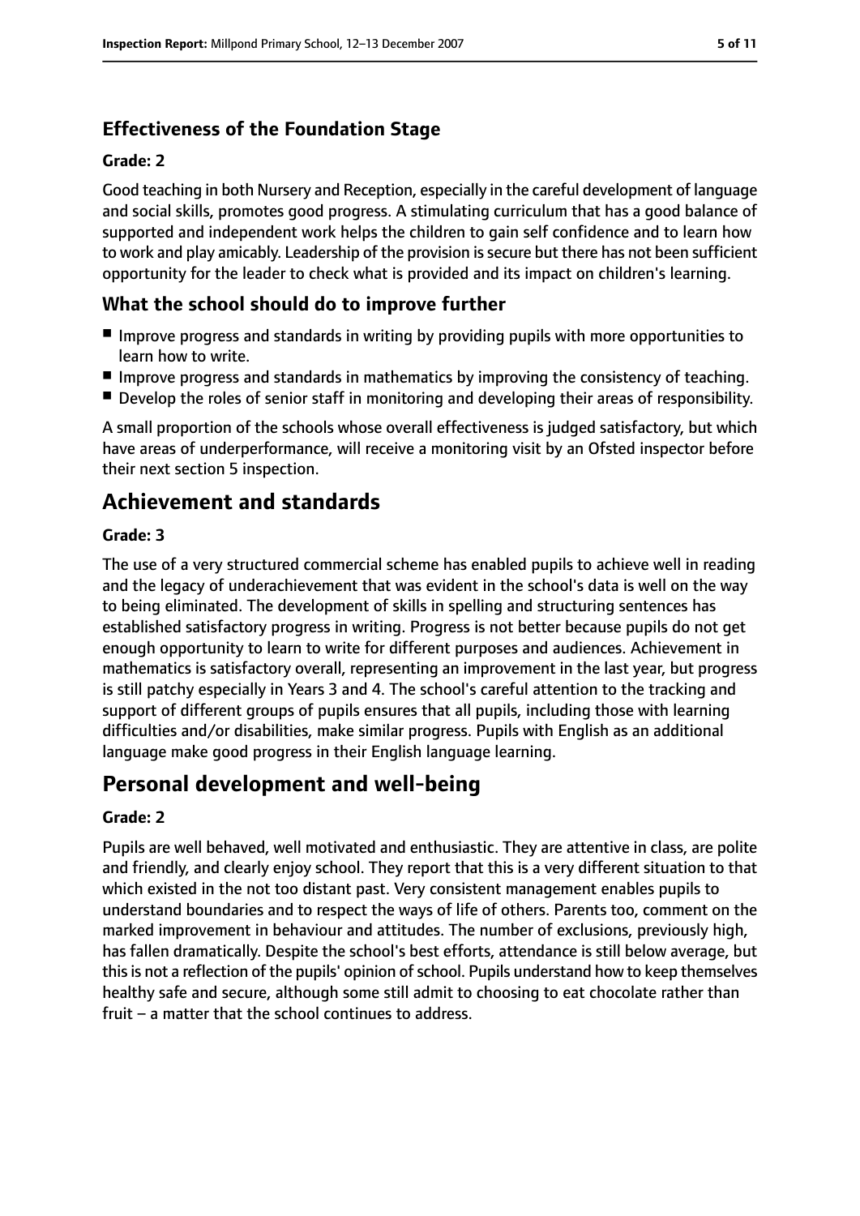### Effectiveness of the Foundation Stage

#### Grade: 2

Good teaching in both Nursery and Reception, especially in the careful development of language and social skills, promotes good progress. A stimulating curriculum that has a good balance of supported and independent work helps the children to gain self confidence and to learn how to work and play amicably. Leadership of the provision is secure but there has not been sufficient opportunity for the leader to check what is provided and its impact on children's learning.

### What the school should do to improve further

- Improve progress and standards in writing by providing pupils with more opportunities to learn how to write.
- Improve progress and standards in mathematics by improving the consistency of teaching.
- Develop the roles of senior staff in monitoring and developing their areas of responsibility.

A small proportion of the schools whose overall effectiveness is judged satisfactory, but which have areas of underperformance, will receive a monitoring visit by an Ofsted inspector before their next section 5 inspection.

## Achievement and standards

#### Grade: 3

The use of a very structured commercial scheme has enabled pupils to achieve well in reading and the legacy of underachievement that was evident in the school's data is well on the way to being eliminated. The development of skills in spelling and structuring sentences has established satisfactory progress in writing. Progress is not better because pupils do not get enough opportunity to learn to write for different purposes and audiences. Achievement in mathematics is satisfactory overall, representing an improvement in the last year, but progress is still patchy especially in Years 3 and 4. The school's careful attention to the tracking and support of different groups of pupils ensures that all pupils, including those with learning difficulties and/or disabilities, make similar progress. Pupils with English as an additional language make good progress in their English language learning.

## Personal development and well-being

#### Grade: 2

Pupils are well behaved, well motivated and enthusiastic. They are attentive in class, are polite and friendly, and clearly enjoy school. They report that this is a very different situation to that which existed in the not too distant past. Very consistent management enables pupils to understand boundaries and to respect the ways of life of others. Parents too, comment on the marked improvement in behaviour and attitudes. The number of exclusions, previously high, has fallen dramatically. Despite the school's best efforts, attendance is still below average, but this is not a reflection of the pupils' opinion of school. Pupils understand how to keep themselves healthy safe and secure, although some still admit to choosing to eat chocolate rather than fruit – a matter that the school continues to address.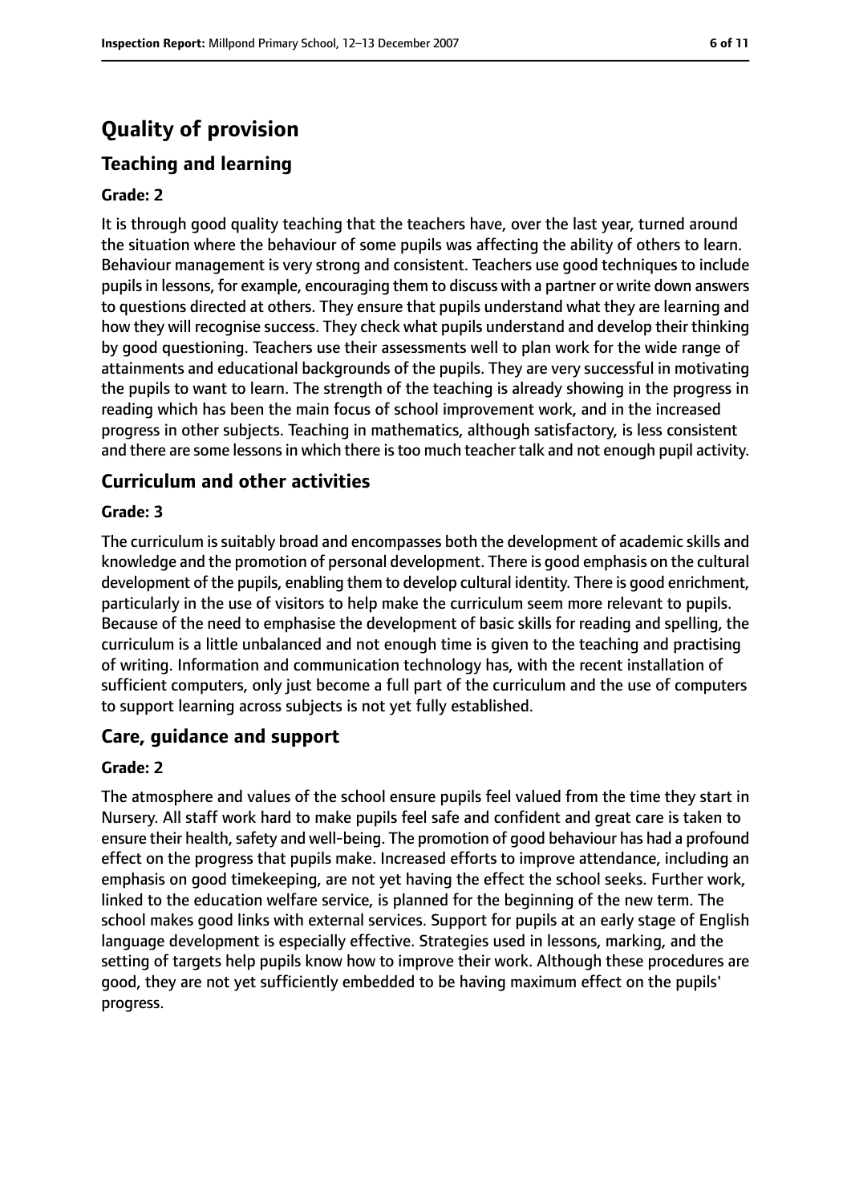# Quality of provision

## Teaching and learning

### Grade: 2

It is through good quality teaching that the teachers have, over the last year, turned around the situation where the behaviour of some pupils was affecting the ability of others to learn. Behaviour management is very strong and consistent. Teachers use good techniques to include pupils in lessons, for example, encouraging them to discuss with a partner or write down answers to questions directed at others. They ensure that pupils understand what they are learning and how they will recognise success. They check what pupils understand and develop their thinking by good questioning. Teachers use their assessments well to plan work for the wide range of attainments and educational backgrounds of the pupils. They are very successful in motivating the pupils to want to learn. The strength of the teaching is already showing in the progress in reading which has been the main focus of school improvement work, and in the increased progress in other subjects. Teaching in mathematics, although satisfactory, is less consistent and there are some lessons in which there is too much teacher talk and not enough pupil activity.

## Curriculum and other activities

### Grade: 3

The curriculum is suitably broad and encompasses both the development of academic skills and knowledge and the promotion of personal development. There is good emphasis on the cultural development of the pupils, enabling them to develop cultural identity. There is good enrichment, particularly in the use of visitors to help make the curriculum seem more relevant to pupils. Because of the need to emphasise the development of basic skills for reading and spelling, the curriculum is a little unbalanced and not enough time is given to the teaching and practising of writing. Information and communication technology has, with the recent installation of sufficient computers, only just become a full part of the curriculum and the use of computers to support learning across subjects is not yet fully established.

## Care, guidance and support

### Grade: 2

The atmosphere and values of the school ensure pupils feel valued from the time they start in Nursery. All staff work hard to make pupils feel safe and confident and great care is taken to ensure their health, safety and well-being. The promotion of good behaviour has had a profound effect on the progress that pupils make. Increased efforts to improve attendance, including an emphasis on good timekeeping, are not yet having the effect the school seeks. Further work, linked to the education welfare service, is planned for the beginning of the new term. The school makes good links with external services. Support for pupils at an early stage of English language development is especially effective. Strategies used in lessons, marking, and the setting of targets help pupils know how to improve their work. Although these procedures are good, they are not yet sufficiently embedded to be having maximum effect on the pupils' progress.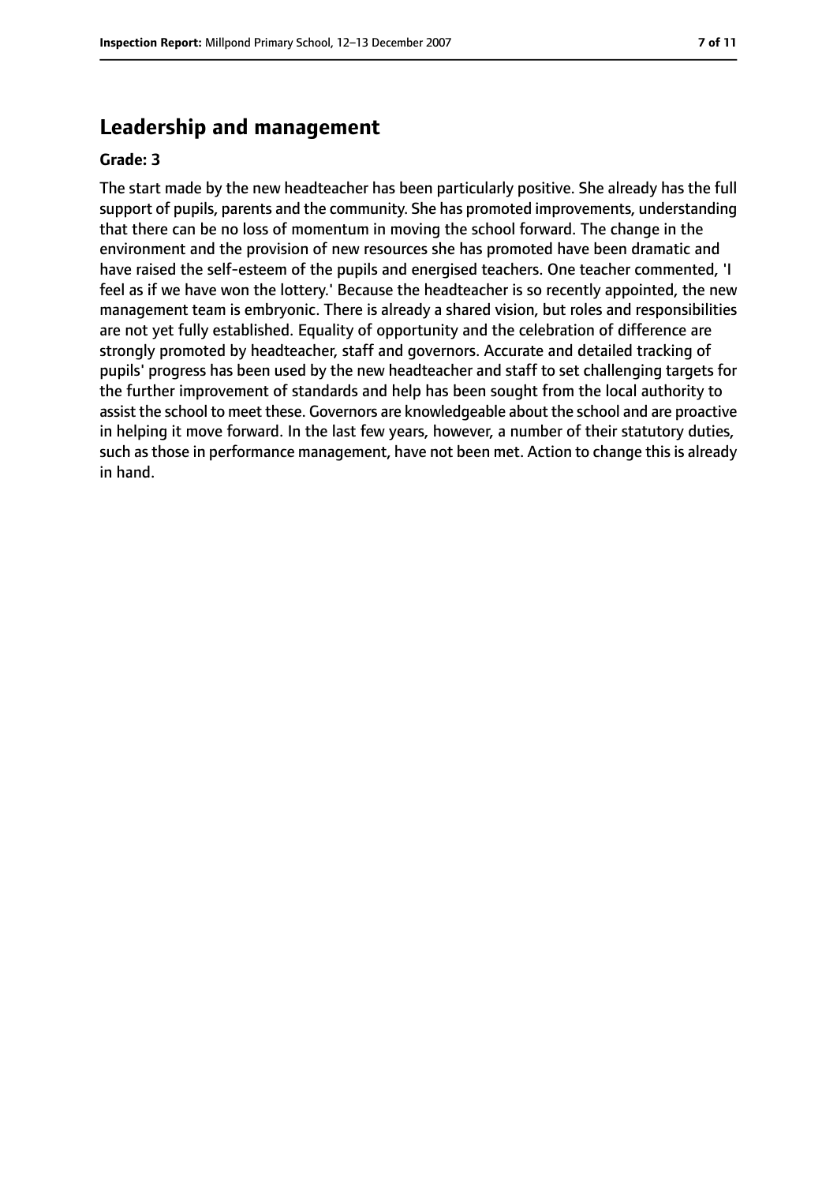## Leadership and management

**Grade: 3**

The start made by the new headteacher has been particularly positive. She already has the full support of pupils, parents and the community. She has promoted improvements, understanding that there can be no loss of momentum in moving the school forward. The change in the environment and the provision of new resources she has promoted have been dramatic and have raised the self-esteem of the pupils and energised teachers. One teacher commented, 'I feel as if we have won the lottery.' Because the headteacher is so recently appointed, the new management team is embryonic. There is already a shared vision, but roles and responsibilities are not yet fully established. Equality of opportunity and the celebration of difference are strongly promoted by headteacher, staff and governors. Accurate and detailed tracking of pupils' progress has been used by the new headteacher and staff to set challenging targets for the further improvement of standards and help has been sought from the local authority to assist the school to meet these. Governors are knowledgeable about the school and are proactive in helping it move forward. In the last few years, however, a number of their statutory duties, such as those in performance management, have not been met. Action to change this is already in hand.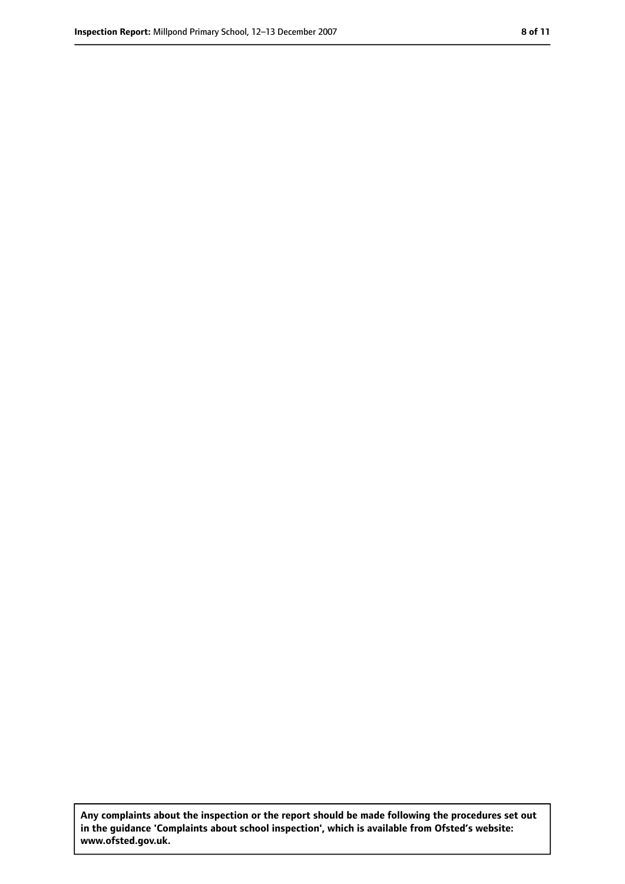**Any complaints about the inspection or the report should be made following the procedures set out in the guidance 'Complaints about school inspection', which is available from Ofsted's website: www.ofsted.gov.uk.**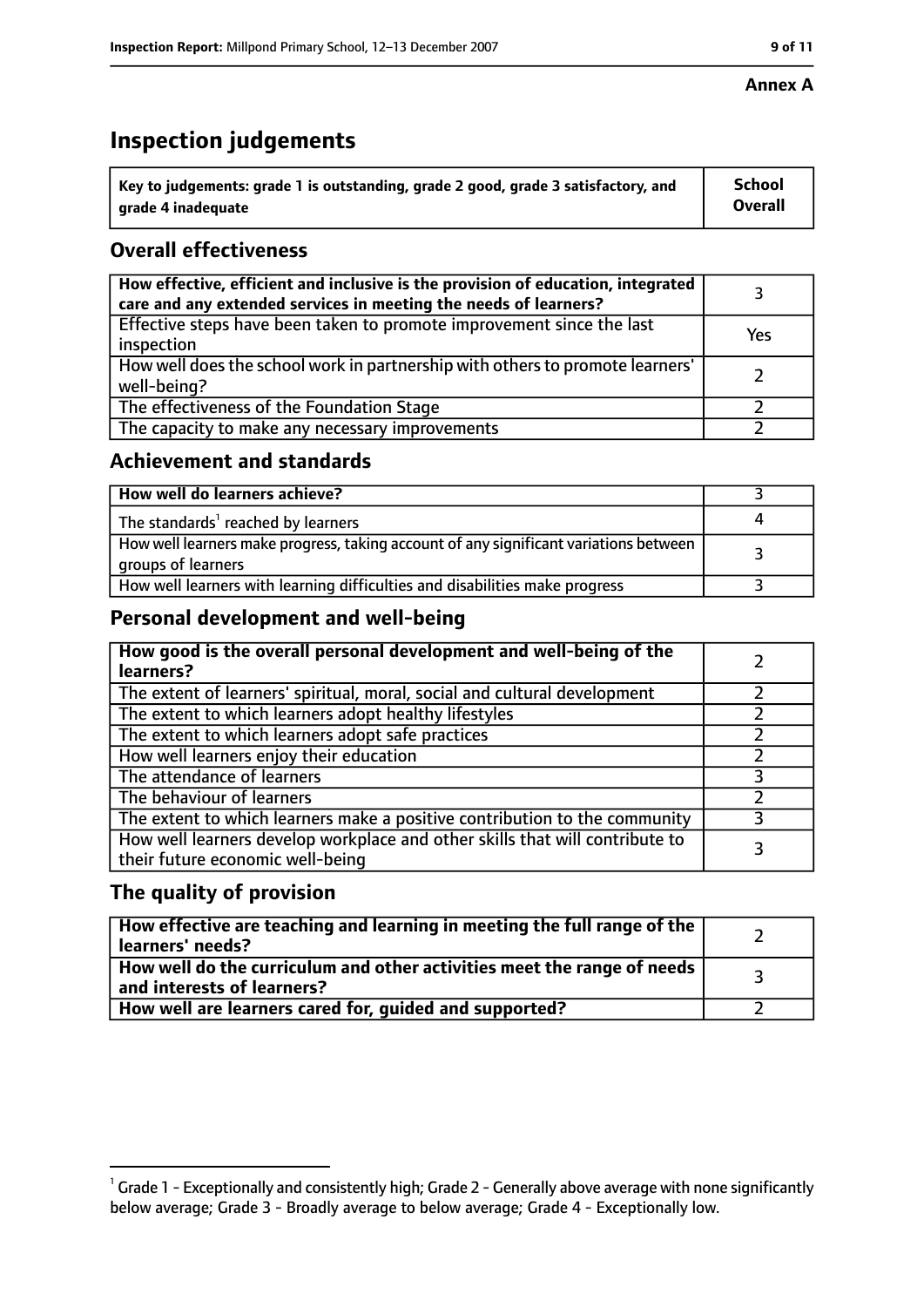**Annex A**

# Inspection judgements

| Key to judgements: grade 1 is outstanding, grade 2 good, grade 3 satisfactory, and grade 4 inadequate | School Overall |
|---|---|

## Overall effectiveness

| | |
|---|---|
| How effective, efficient and inclusive is the provision of education, integrated care and any extended services in meeting the needs of learners? | 3 |
| Effective steps have been taken to promote improvement since the last inspection | Yes |
| How well does the school work in partnership with others to promote learners' well-being? | 2 |
| The effectiveness of the Foundation Stage | 2 |
| The capacity to make any necessary improvements | 2 |

## Achievement and standards

| | |
|---|---|
| How well do learners achieve? | 3 |
| The standards[1] reached by learners | 4 |
| How well learners make progress, taking account of any significant variations between groups of learners | 3 |
| How well learners with learning difficulties and disabilities make progress | 3 |

## Personal development and well-being

| | |
|---|---|
| How good is the overall personal development and well-being of the learners? | 2 |
| The extent of learners' spiritual, moral, social and cultural development | 2 |
| The extent to which learners adopt healthy lifestyles | 2 |
| The extent to which learners adopt safe practices | 2 |
| How well learners enjoy their education | 2 |
| The attendance of learners | 3 |
| The behaviour of learners | 2 |
| The extent to which learners make a positive contribution to the community | 3 |
| How well learners develop workplace and other skills that will contribute to their future economic well-being | 3 |

## The quality of provision

| | |
|---|---|
| How effective are teaching and learning in meeting the full range of the learners' needs? | 2 |
| How well do the curriculum and other activities meet the range of needs and interests of learners? | 3 |
| How well are learners cared for, guided and supported? | 2 |

[1] Grade 1 - Exceptionally and consistently high; Grade 2 - Generally above average with none significantly below average; Grade 3 - Broadly average to below average; Grade 4 - Exceptionally low.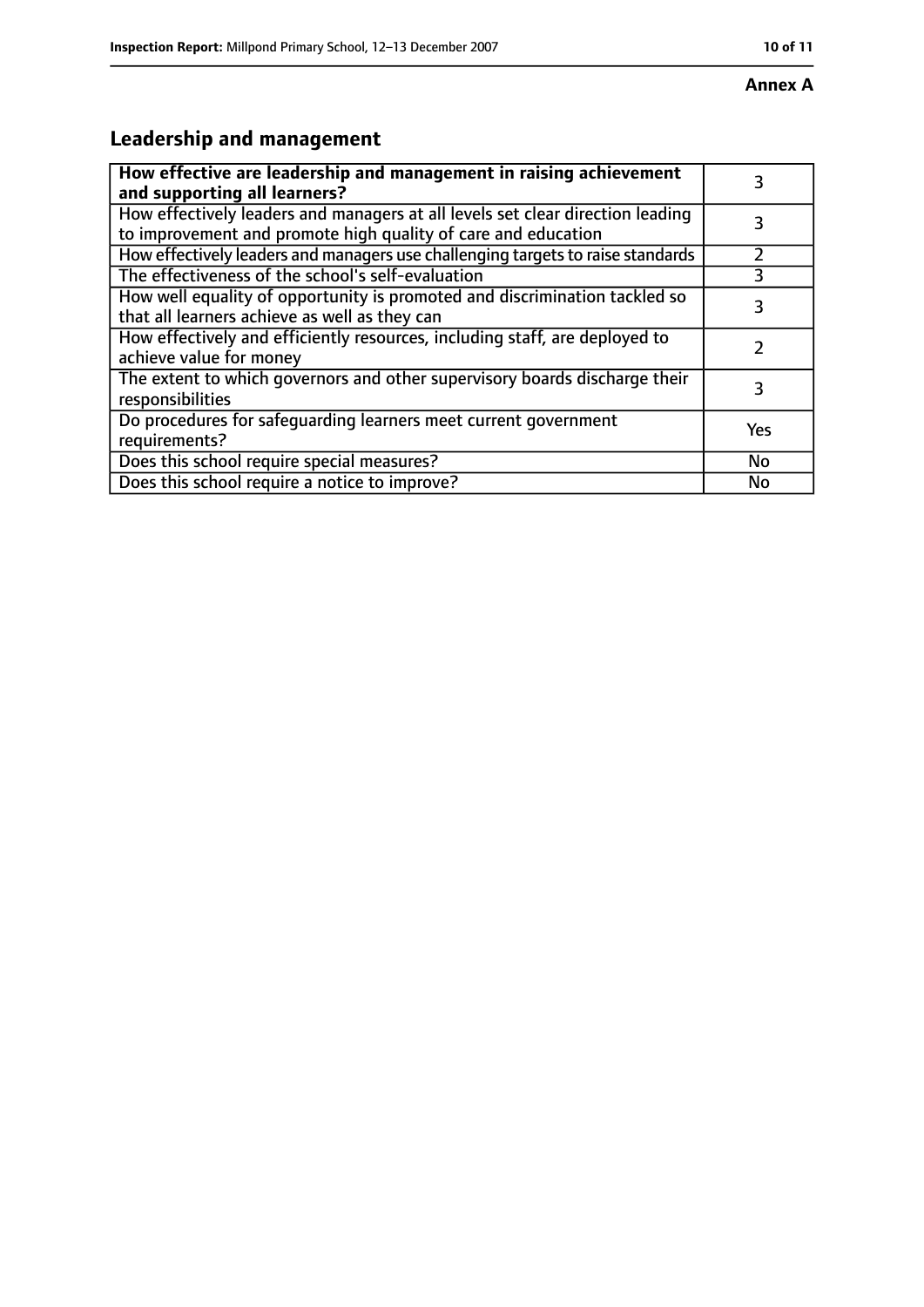**Annex A**

## Leadership and management

| How effective are leadership and management in raising achievement and supporting all learners? | 3 |
|---|---|
| How effectively leaders and managers at all levels set clear direction leading to improvement and promote high quality of care and education | 3 |
| How effectively leaders and managers use challenging targets to raise standards | 2 |
| The effectiveness of the school's self-evaluation | 3 |
| How well equality of opportunity is promoted and discrimination tackled so that all learners achieve as well as they can | 3 |
| How effectively and efficiently resources, including staff, are deployed to achieve value for money | 2 |
| The extent to which governors and other supervisory boards discharge their responsibilities | 3 |
| Do procedures for safeguarding learners meet current government requirements? | Yes |
| Does this school require special measures? | No |
| Does this school require a notice to improve? | No |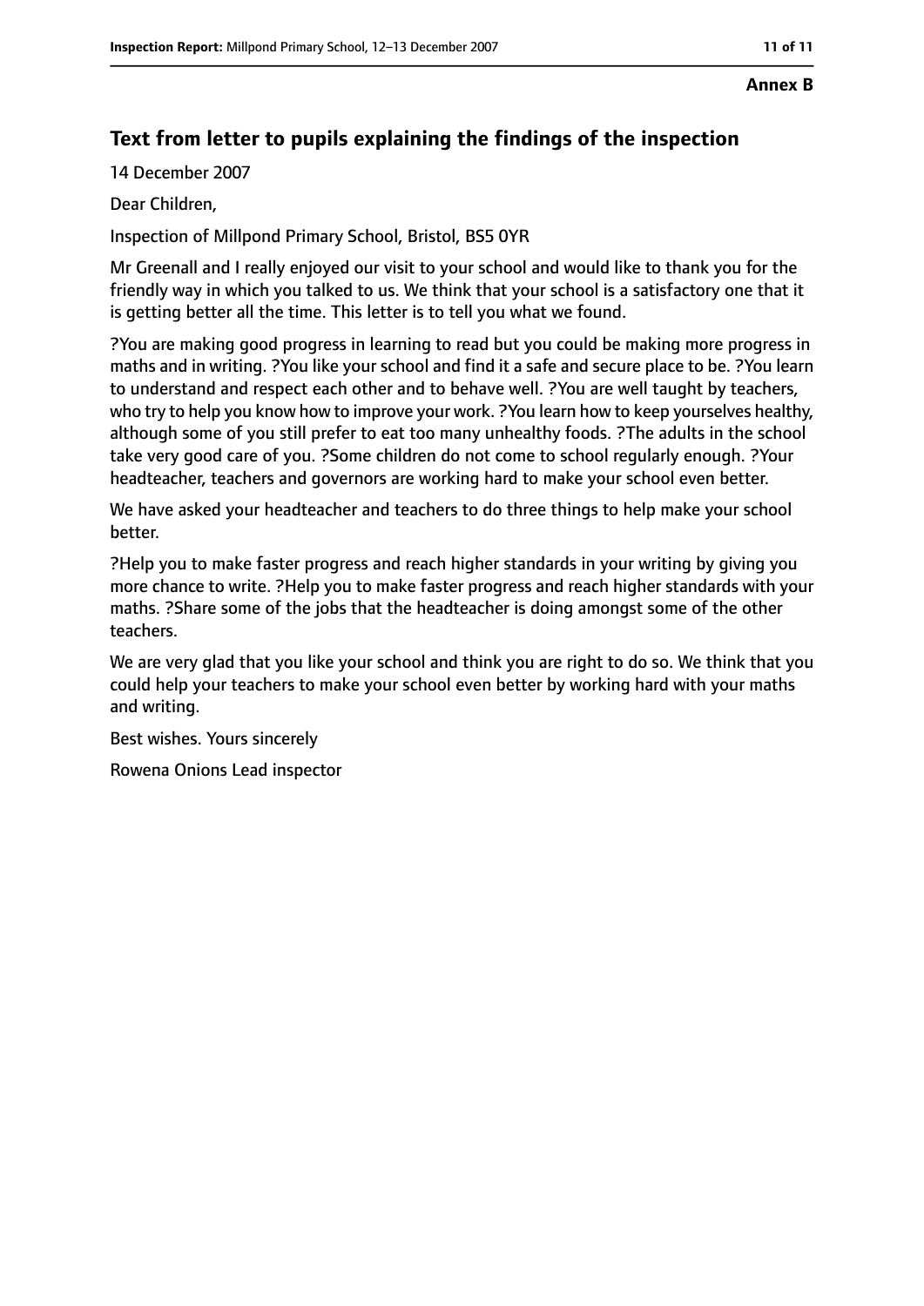**Annex B**

## Text from letter to pupils explaining the findings of the inspection

14 December 2007

Dear Children,

Inspection of Millpond Primary School, Bristol, BS5 0YR

Mr Greenall and I really enjoyed our visit to your school and would like to thank you for the friendly way in which you talked to us. We think that your school is a satisfactory one that it is getting better all the time. This letter is to tell you what we found.

?You are making good progress in learning to read but you could be making more progress in maths and in writing. ?You like your school and find it a safe and secure place to be. ?You learn to understand and respect each other and to behave well. ?You are well taught by teachers, who try to help you know how to improve your work. ?You learn how to keep yourselves healthy, although some of you still prefer to eat too many unhealthy foods. ?The adults in the school take very good care of you. ?Some children do not come to school regularly enough. ?Your headteacher, teachers and governors are working hard to make your school even better.

We have asked your headteacher and teachers to do three things to help make your school better.

?Help you to make faster progress and reach higher standards in your writing by giving you more chance to write. ?Help you to make faster progress and reach higher standards with your maths. ?Share some of the jobs that the headteacher is doing amongst some of the other teachers.

We are very glad that you like your school and think you are right to do so. We think that you could help your teachers to make your school even better by working hard with your maths and writing.

Best wishes. Yours sincerely

Rowena Onions Lead inspector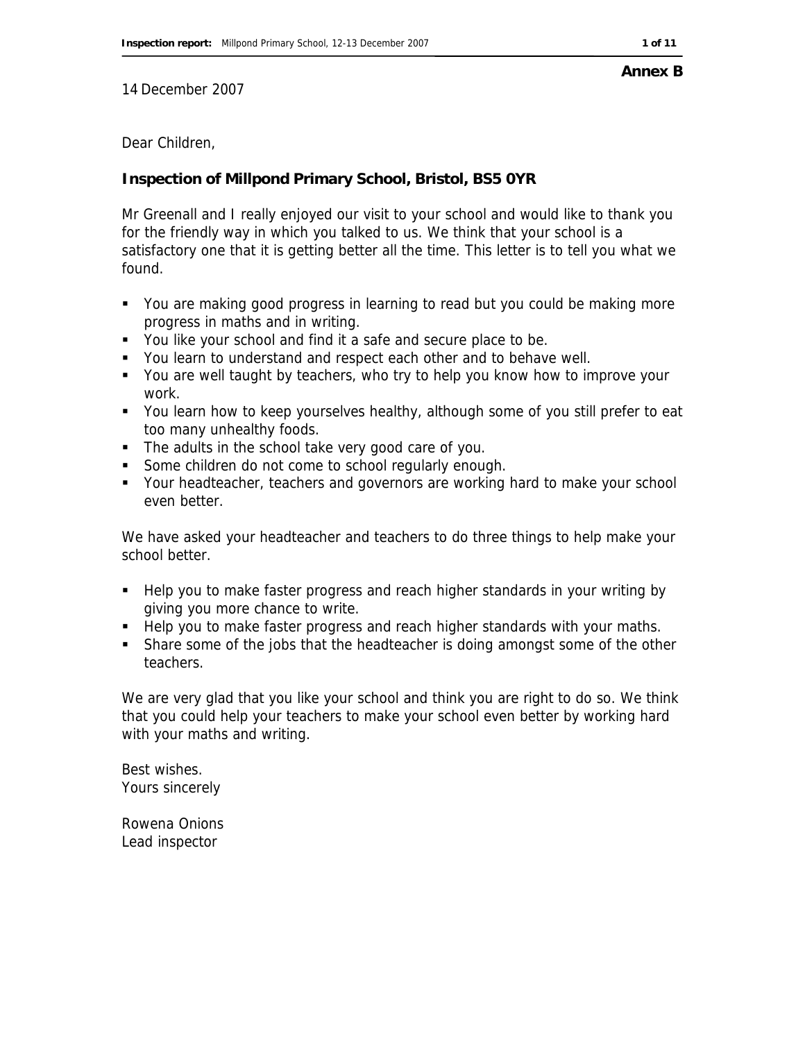**Annex B**

14 December 2007

Dear Children,

**Inspection of Millpond Primary School, Bristol, BS5 0YR**

Mr Greenall and I really enjoyed our visit to your school and would like to thank you for the friendly way in which you talked to us. We think that your school is a satisfactory one that it is getting better all the time. This letter is to tell you what we found.

- You are making good progress in learning to read but you could be making more progress in maths and in writing.
- You like your school and find it a safe and secure place to be.
- You learn to understand and respect each other and to behave well.
- You are well taught by teachers, who try to help you know how to improve your work.
- You learn how to keep yourselves healthy, although some of you still prefer to eat too many unhealthy foods.
- The adults in the school take very good care of you.
- Some children do not come to school regularly enough.
- Your headteacher, teachers and governors are working hard to make your school even better.

We have asked your headteacher and teachers to do three things to help make your school better.

- Help you to make faster progress and reach higher standards in your writing by giving you more chance to write.
- Help you to make faster progress and reach higher standards with your maths.
- Share some of the jobs that the headteacher is doing amongst some of the other teachers.

We are very glad that you like your school and think you are right to do so. We think that you could help your teachers to make your school even better by working hard with your maths and writing.

Best wishes.
Yours sincerely

Rowena Onions
Lead inspector